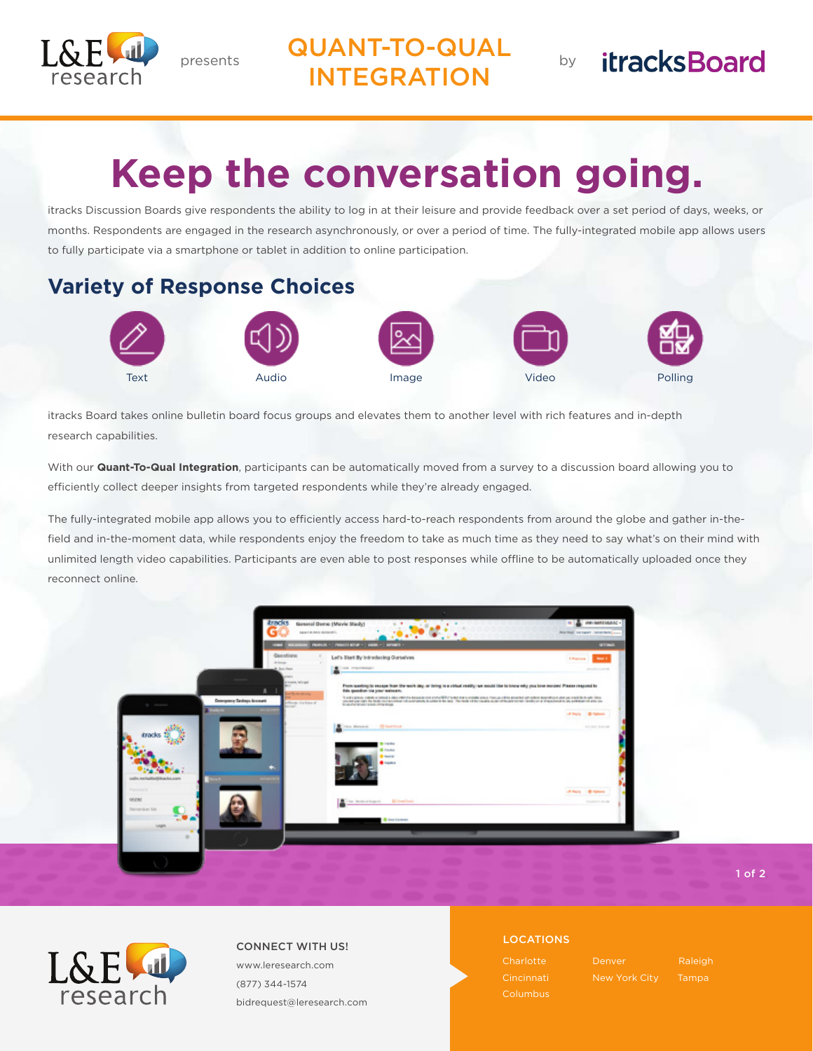L&E research presents **QUANT-TO-QUAL INTEGRATION** by itracksBoard

# Keep the conversation going.

itracks Discussion Boards give respondents the ability to log in at their leisure and provide feedback over a set period of days, weeks, or months. Respondents are engaged in the research asynchronously, or over a period of time. The fully-integrated mobile app allows users to fully participate via a smartphone or tablet in addition to online participation.

## Variety of Response Choices

- Text
- Audio
- Image
- Video
- Polling

itracks Board takes online bulletin board focus groups and elevates them to another level with rich features and in-depth research capabilities.

With our **Quant-To-Qual Integration**, participants can be automatically moved from a survey to a discussion board allowing you to efficiently collect deeper insights from targeted respondents while they're already engaged.

The fully-integrated mobile app allows you to efficiently access hard-to-reach respondents from around the globe and gather in-the-field and in-the-moment data, while respondents enjoy the freedom to take as much time as they need to say what's on their mind with unlimited length video capabilities. Participants are even able to post responses while offline to be automatically uploaded once they reconnect online.

L&E research

**CONNECT WITH US!**

www.leresearch.com

(877) 344-1574

bidrequest@leresearch.com

**LOCATIONS**

Charlotte
Cincinnati
Columbus
Denver
New York City
Raleigh
Tampa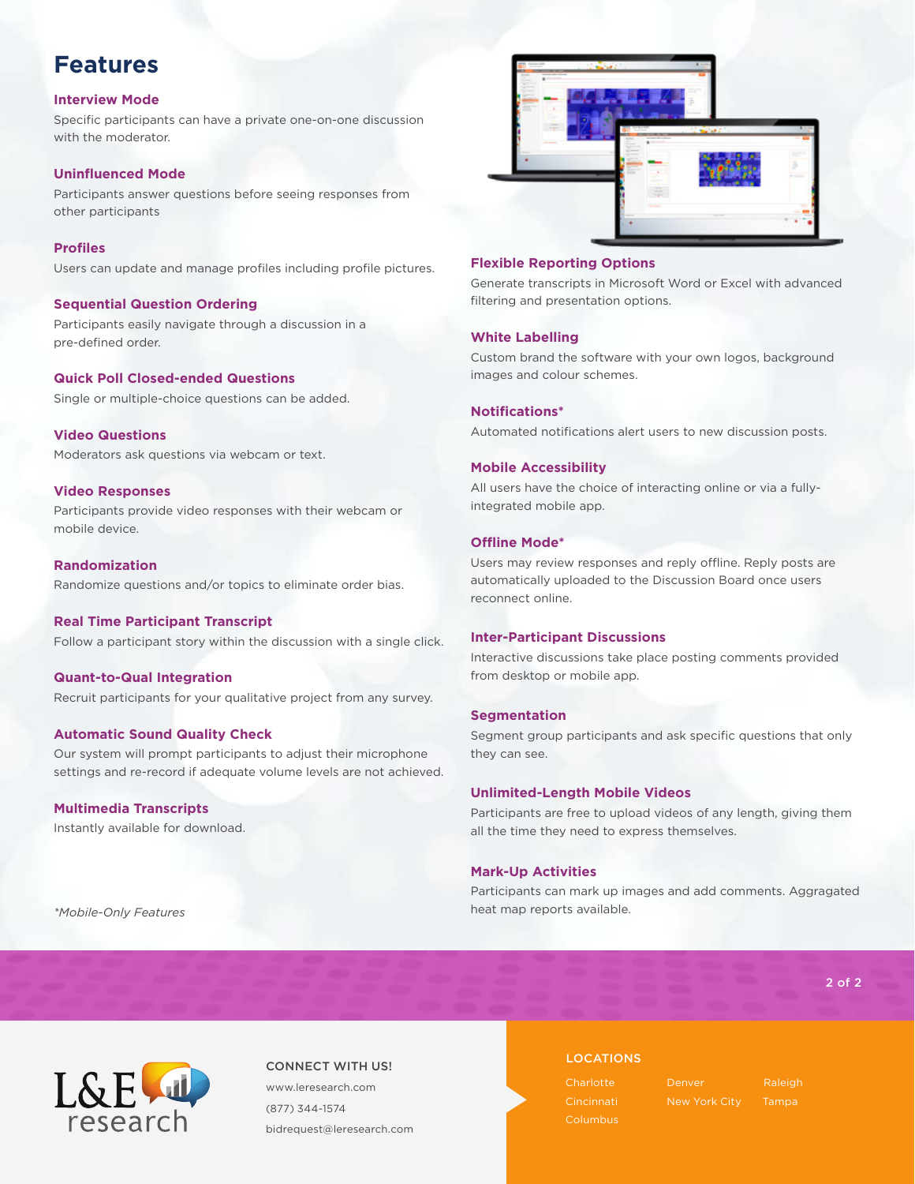# Features

### Interview Mode

Specific participants can have a private one-on-one discussion with the moderator.

### Uninfluenced Mode

Participants answer questions before seeing responses from other participants

### Profiles

Users can update and manage profiles including profile pictures.

### Sequential Question Ordering

Participants easily navigate through a discussion in a pre-defined order.

### Quick Poll Closed-ended Questions

Single or multiple-choice questions can be added.

### Video Questions

Moderators ask questions via webcam or text.

### Video Responses

Participants provide video responses with their webcam or mobile device.

### Randomization

Randomize questions and/or topics to eliminate order bias.

### Real Time Participant Transcript

Follow a participant story within the discussion with a single click.

### Quant-to-Qual Integration

Recruit participants for your qualitative project from any survey.

### Automatic Sound Quality Check

Our system will prompt participants to adjust their microphone settings and re-record if adequate volume levels are not achieved.

### Multimedia Transcripts

Instantly available for download.

*\*Mobile-Only Features*

### Flexible Reporting Options

Generate transcripts in Microsoft Word or Excel with advanced filtering and presentation options.

### White Labelling

Custom brand the software with your own logos, background images and colour schemes.

### Notifications*

Automated notifications alert users to new discussion posts.

### Mobile Accessibility

All users have the choice of interacting online or via a fully-integrated mobile app.

### Offline Mode*

Users may review responses and reply offline. Reply posts are automatically uploaded to the Discussion Board once users reconnect online.

### Inter-Participant Discussions

Interactive discussions take place posting comments provided from desktop or mobile app.

### Segmentation

Segment group participants and ask specific questions that only they can see.

### Unlimited-Length Mobile Videos

Participants are free to upload videos of any length, giving them all the time they need to express themselves.

### Mark-Up Activities

Participants can mark up images and add comments. Aggregated heat map reports available.

L&E research

**CONNECT WITH US!**

www.leresearch.com

(877) 344-1574

bidrequest@leresearch.com

**LOCATIONS**

Charlotte
Cincinnati
Columbus
Denver
New York City
Raleigh
Tampa